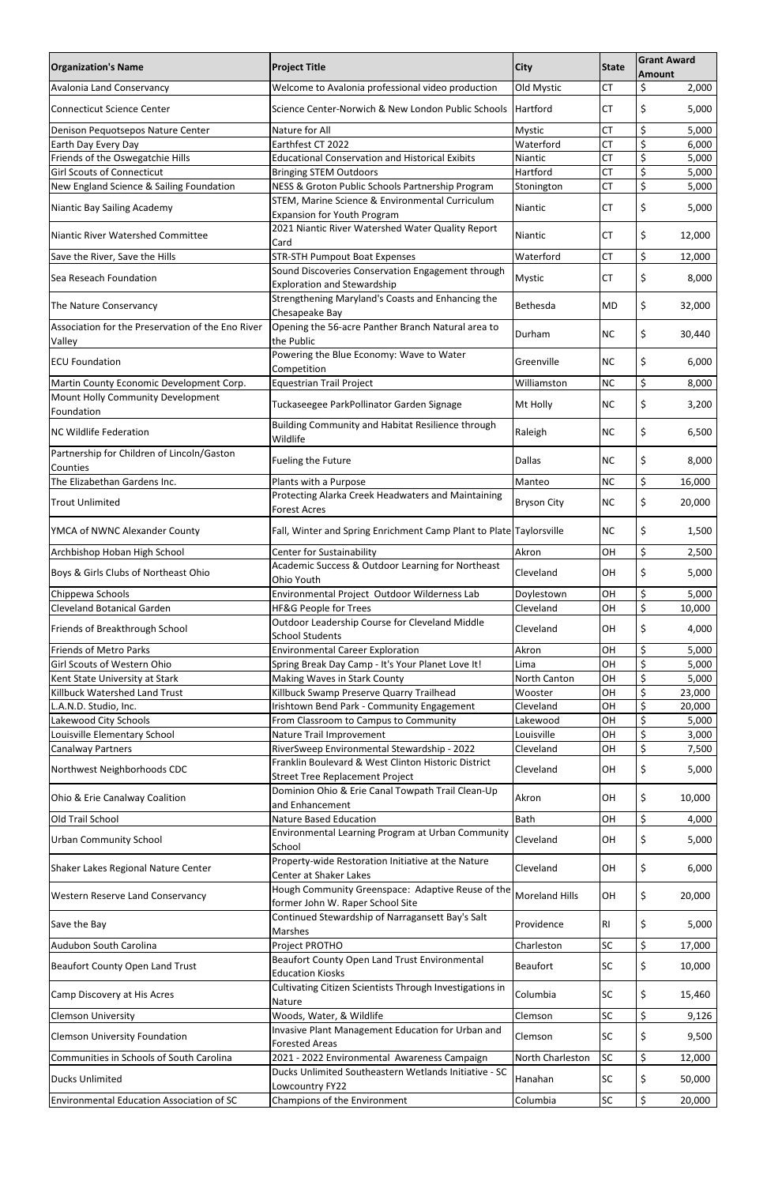| Organization's Name | Project Title | City | State | Grant Award Amount |
|---|---|---|---|---|
| Avalonia Land Conservancy | Welcome to Avalonia professional video production | Old Mystic | CT | $ 2,000 |
| Connecticut Science Center | Science Center-Norwich & New London Public Schools | Hartford | CT | $ 5,000 |
| Denison Pequotsepos Nature Center | Nature for All | Mystic | CT | $ 5,000 |
| Earth Day Every Day | Earthfest CT 2022 | Waterford | CT | $ 6,000 |
| Friends of the Oswegatchie Hills | Educational Conservation and Historical Exibits | Niantic | CT | $ 5,000 |
| Girl Scouts of Connecticut | Bringing STEM Outdoors | Hartford | CT | $ 5,000 |
| New England Science & Sailing Foundation | NESS & Groton Public Schools Partnership Program | Stonington | CT | $ 5,000 |
| Niantic Bay Sailing Academy | STEM, Marine Science & Environmental Curriculum Expansion for Youth Program | Niantic | CT | $ 5,000 |
| Niantic River Watershed Committee | 2021 Niantic River Watershed Water Quality Report Card | Niantic | CT | $ 12,000 |
| Save the River, Save the Hills | STR-STH Pumpout Boat Expenses | Waterford | CT | $ 12,000 |
| Sea Reseach Foundation | Sound Discoveries Conservation Engagement through Exploration and Stewardship | Mystic | CT | $ 8,000 |
| The Nature Conservancy | Strengthening Maryland's Coasts and Enhancing the Chesapeake Bay | Bethesda | MD | $ 32,000 |
| Association for the Preservation of the Eno River Valley | Opening the 56-acre Panther Branch Natural area to the Public | Durham | NC | $ 30,440 |
| ECU Foundation | Powering the Blue Economy: Wave to Water Competition | Greenville | NC | $ 6,000 |
| Martin County Economic Development Corp. | Equestrian Trail Project | Williamston | NC | $ 8,000 |
| Mount Holly Community Development Foundation | Tuckaseegee ParkPollinator Garden Signage | Mt Holly | NC | $ 3,200 |
| NC Wildlife Federation | Building Community and Habitat Resilience through Wildlife | Raleigh | NC | $ 6,500 |
| Partnership for Children of Lincoln/Gaston Counties | Fueling the Future | Dallas | NC | $ 8,000 |
| The Elizabethan Gardens Inc. | Plants with a Purpose | Manteo | NC | $ 16,000 |
| Trout Unlimited | Protecting Alarka Creek Headwaters and Maintaining Forest Acres | Bryson City | NC | $ 20,000 |
| YMCA of NWNC Alexander County | Fall, Winter and Spring Enrichment Camp Plant to Plate | Taylorsville | NC | $ 1,500 |
| Archbishop Hoban High School | Center for Sustainability | Akron | OH | $ 2,500 |
| Boys & Girls Clubs of Northeast Ohio | Academic Success & Outdoor Learning for Northeast Ohio Youth | Cleveland | OH | $ 5,000 |
| Chippewa Schools | Environmental Project Outdoor Wilderness Lab | Doylestown | OH | $ 5,000 |
| Cleveland Botanical Garden | HF&G People for Trees | Cleveland | OH | $ 10,000 |
| Friends of Breakthrough School | Outdoor Leadership Course for Cleveland Middle School Students | Cleveland | OH | $ 4,000 |
| Friends of Metro Parks | Environmental Career Exploration | Akron | OH | $ 5,000 |
| Girl Scouts of Western Ohio | Spring Break Day Camp - It's Your Planet Love It! | Lima | OH | $ 5,000 |
| Kent State University at Stark | Making Waves in Stark County | North Canton | OH | $ 5,000 |
| Killbuck Watershed Land Trust | Killbuck Swamp Preserve Quarry Trailhead | Wooster | OH | $ 23,000 |
| L.A.N.D. Studio, Inc. | Irishtown Bend Park - Community Engagement | Cleveland | OH | $ 20,000 |
| Lakewood City Schools | From Classroom to Campus to Community | Lakewood | OH | $ 5,000 |
| Louisville Elementary School | Nature Trail Improvement | Louisville | OH | $ 3,000 |
| Canalway Partners | RiverSweep Environmental Stewardship - 2022 | Cleveland | OH | $ 7,500 |
| Northwest Neighborhoods CDC | Franklin Boulevard & West Clinton Historic District Street Tree Replacement Project | Cleveland | OH | $ 5,000 |
| Ohio & Erie Canalway Coalition | Dominion Ohio & Erie Canal Towpath Trail Clean-Up and Enhancement | Akron | OH | $ 10,000 |
| Old Trail School | Nature Based Education | Bath | OH | $ 4,000 |
| Urban Community School | Environmental Learning Program at Urban Community School | Cleveland | OH | $ 5,000 |
| Shaker Lakes Regional Nature Center | Property-wide Restoration Initiative at the Nature Center at Shaker Lakes | Cleveland | OH | $ 6,000 |
| Western Reserve Land Conservancy | Hough Community Greenspace: Adaptive Reuse of the former John W. Raper School Site | Moreland Hills | OH | $ 20,000 |
| Save the Bay | Continued Stewardship of Narragansett Bay's Salt Marshes | Providence | RI | $ 5,000 |
| Audubon South Carolina | Project PROTHO | Charleston | SC | $ 17,000 |
| Beaufort County Open Land Trust | Beaufort County Open Land Trust Environmental Education Kiosks | Beaufort | SC | $ 10,000 |
| Camp Discovery at His Acres | Cultivating Citizen Scientists Through Investigations in Nature | Columbia | SC | $ 15,460 |
| Clemson University | Woods, Water, & Wildlife | Clemson | SC | $ 9,126 |
| Clemson University Foundation | Invasive Plant Management Education for Urban and Forested Areas | Clemson | SC | $ 9,500 |
| Communities in Schools of South Carolina | 2021 - 2022 Environmental Awareness Campaign | North Charleston | SC | $ 12,000 |
| Ducks Unlimited | Ducks Unlimited Southeastern Wetlands Initiative - SC Lowcountry FY22 | Hanahan | SC | $ 50,000 |
| Environmental Education Association of SC | Champions of the Environment | Columbia | SC | $ 20,000 |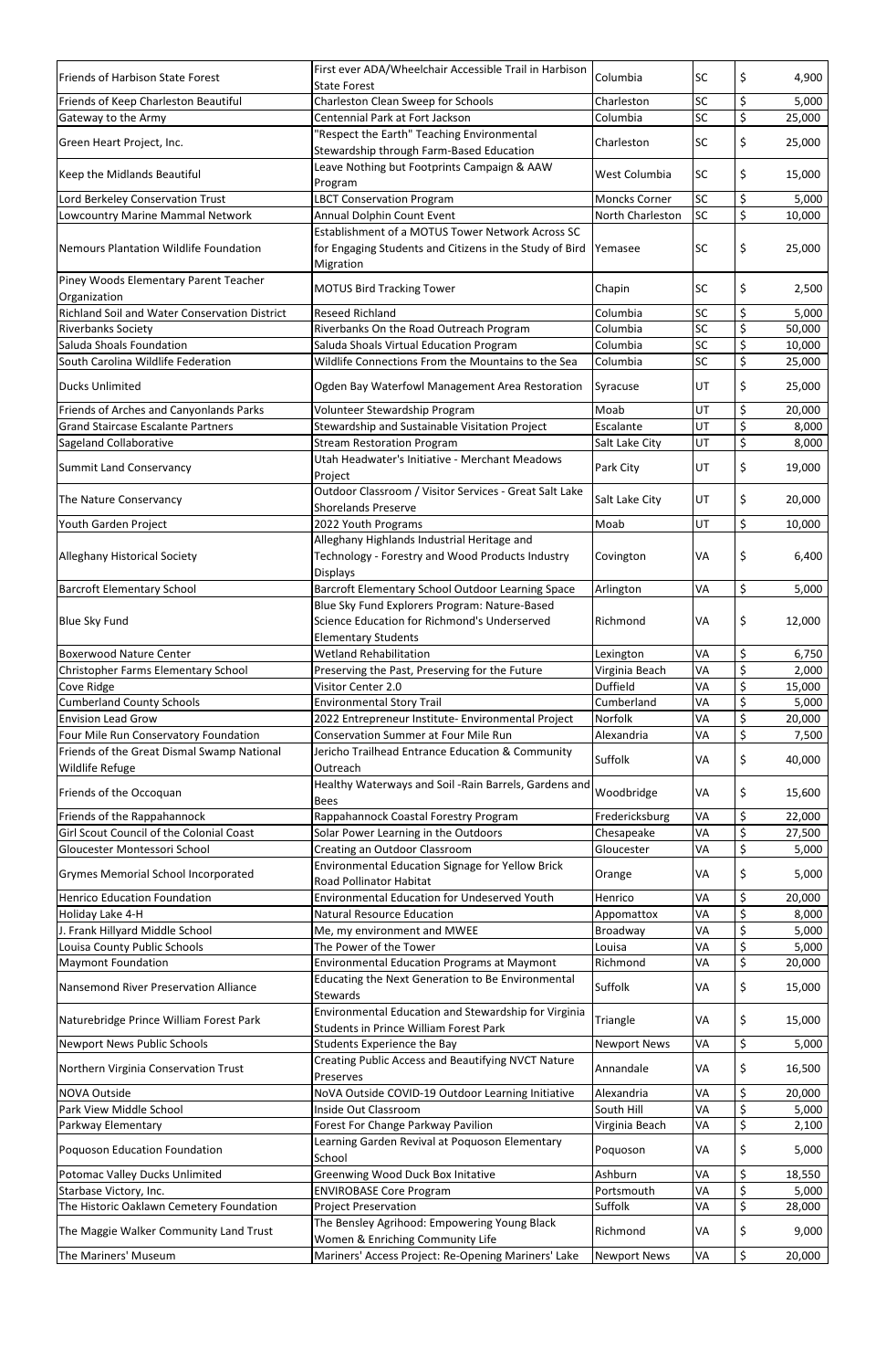| Friends of Harbison State Forest | First ever ADA/Wheelchair Accessible Trail in Harbison State Forest | Columbia | SC | $ | 4,900 |
|---|---|---|---|---|---|
| Friends of Keep Charleston Beautiful | Charleston Clean Sweep for Schools | Charleston | SC | $ | 5,000 |
| Gateway to the Army | Centennial Park at Fort Jackson | Columbia | SC | $ | 25,000 |
| Green Heart Project, Inc. | "Respect the Earth" Teaching Environmental Stewardship through Farm-Based Education | Charleston | SC | $ | 25,000 |
| Keep the Midlands Beautiful | Leave Nothing but Footprints Campaign & AAW Program | West Columbia | SC | $ | 15,000 |
| Lord Berkeley Conservation Trust | LBCT Conservation Program | Moncks Corner | SC | $ | 5,000 |
| Lowcountry Marine Mammal Network | Annual Dolphin Count Event | North Charleston | SC | $ | 10,000 |
| Nemours Plantation Wildlife Foundation | Establishment of a MOTUS Tower Network Across SC for Engaging Students and Citizens in the Study of Bird Migration | Yemasee | SC | $ | 25,000 |
| Piney Woods Elementary Parent Teacher Organization | MOTUS Bird Tracking Tower | Chapin | SC | $ | 2,500 |
| Richland Soil and Water Conservation District | Reseed Richland | Columbia | SC | $ | 5,000 |
| Riverbanks Society | Riverbanks On the Road Outreach Program | Columbia | SC | $ | 50,000 |
| Saluda Shoals Foundation | Saluda Shoals Virtual Education Program | Columbia | SC | $ | 10,000 |
| South Carolina Wildlife Federation | Wildlife Connections From the Mountains to the Sea | Columbia | SC | $ | 25,000 |
| Ducks Unlimited | Ogden Bay Waterfowl Management Area Restoration | Syracuse | UT | $ | 25,000 |
| Friends of Arches and Canyonlands Parks | Volunteer Stewardship Program | Moab | UT | $ | 20,000 |
| Grand Staircase Escalante Partners | Stewardship and Sustainable Visitation Project | Escalante | UT | $ | 8,000 |
| Sageland Collaborative | Stream Restoration Program | Salt Lake City | UT | $ | 8,000 |
| Summit Land Conservancy | Utah Headwater's Initiative - Merchant Meadows Project | Park City | UT | $ | 19,000 |
| The Nature Conservancy | Outdoor Classroom / Visitor Services - Great Salt Lake Shorelands Preserve | Salt Lake City | UT | $ | 20,000 |
| Youth Garden Project | 2022 Youth Programs | Moab | UT | $ | 10,000 |
| Alleghany Historical Society | Alleghany Highlands Industrial Heritage and Technology - Forestry and Wood Products Industry Displays | Covington | VA | $ | 6,400 |
| Barcroft Elementary School | Barcroft Elementary School Outdoor Learning Space | Arlington | VA | $ | 5,000 |
| Blue Sky Fund | Blue Sky Fund Explorers Program: Nature-Based Science Education for Richmond's Underserved Elementary Students | Richmond | VA | $ | 12,000 |
| Boxerwood Nature Center | Wetland Rehabilitation | Lexington | VA | $ | 6,750 |
| Christopher Farms Elementary School | Preserving the Past, Preserving for the Future | Virginia Beach | VA | $ | 2,000 |
| Cove Ridge | Visitor Center 2.0 | Duffield | VA | $ | 15,000 |
| Cumberland County Schools | Environmental Story Trail | Cumberland | VA | $ | 5,000 |
| Envision Lead Grow | 2022 Entrepreneur Institute- Environmental Project | Norfolk | VA | $ | 20,000 |
| Four Mile Run Conservatory Foundation | Conservation Summer at Four Mile Run | Alexandria | VA | $ | 7,500 |
| Friends of the Great Dismal Swamp National Wildlife Refuge | Jericho Trailhead Entrance Education & Community Outreach | Suffolk | VA | $ | 40,000 |
| Friends of the Occoquan | Healthy Waterways and Soil -Rain Barrels, Gardens and Bees | Woodbridge | VA | $ | 15,600 |
| Friends of the Rappahannock | Rappahannock Coastal Forestry Program | Fredericksburg | VA | $ | 22,000 |
| Girl Scout Council of the Colonial Coast | Solar Power Learning in the Outdoors | Chesapeake | VA | $ | 27,500 |
| Gloucester Montessori School | Creating an Outdoor Classroom | Gloucester | VA | $ | 5,000 |
| Grymes Memorial School Incorporated | Environmental Education Signage for Yellow Brick Road Pollinator Habitat | Orange | VA | $ | 5,000 |
| Henrico Education Foundation | Environmental Education for Undeserved Youth | Henrico | VA | $ | 20,000 |
| Holiday Lake 4-H | Natural Resource Education | Appomattox | VA | $ | 8,000 |
| J. Frank Hillyard Middle School | Me, my environment and MWEE | Broadway | VA | $ | 5,000 |
| Louisa County Public Schools | The Power of the Tower | Louisa | VA | $ | 5,000 |
| Maymont Foundation | Environmental Education Programs at Maymont | Richmond | VA | $ | 20,000 |
| Nansemond River Preservation Alliance | Educating the Next Generation to Be Environmental Stewards | Suffolk | VA | $ | 15,000 |
| Naturebridge Prince William Forest Park | Environmental Education and Stewardship for Virginia Students in Prince William Forest Park | Triangle | VA | $ | 15,000 |
| Newport News Public Schools | Students Experience the Bay | Newport News | VA | $ | 5,000 |
| Northern Virginia Conservation Trust | Creating Public Access and Beautifying NVCT Nature Preserves | Annandale | VA | $ | 16,500 |
| NOVA Outside | NoVA Outside COVID-19 Outdoor Learning Initiative | Alexandria | VA | $ | 20,000 |
| Park View Middle School | Inside Out Classroom | South Hill | VA | $ | 5,000 |
| Parkway Elementary | Forest For Change Parkway Pavilion | Virginia Beach | VA | $ | 2,100 |
| Poquoson Education Foundation | Learning Garden Revival at Poquoson Elementary School | Poquoson | VA | $ | 5,000 |
| Potomac Valley Ducks Unlimited | Greenwing Wood Duck Box Initative | Ashburn | VA | $ | 18,550 |
| Starbase Victory, Inc. | ENVIROBASE Core Program | Portsmouth | VA | $ | 5,000 |
| The Historic Oaklawn Cemetery Foundation | Project Preservation | Suffolk | VA | $ | 28,000 |
| The Maggie Walker Community Land Trust | The Bensley Agrihood: Empowering Young Black Women & Enriching Community Life | Richmond | VA | $ | 9,000 |
| The Mariners' Museum | Mariners' Access Project: Re-Opening Mariners' Lake | Newport News | VA | $ | 20,000 |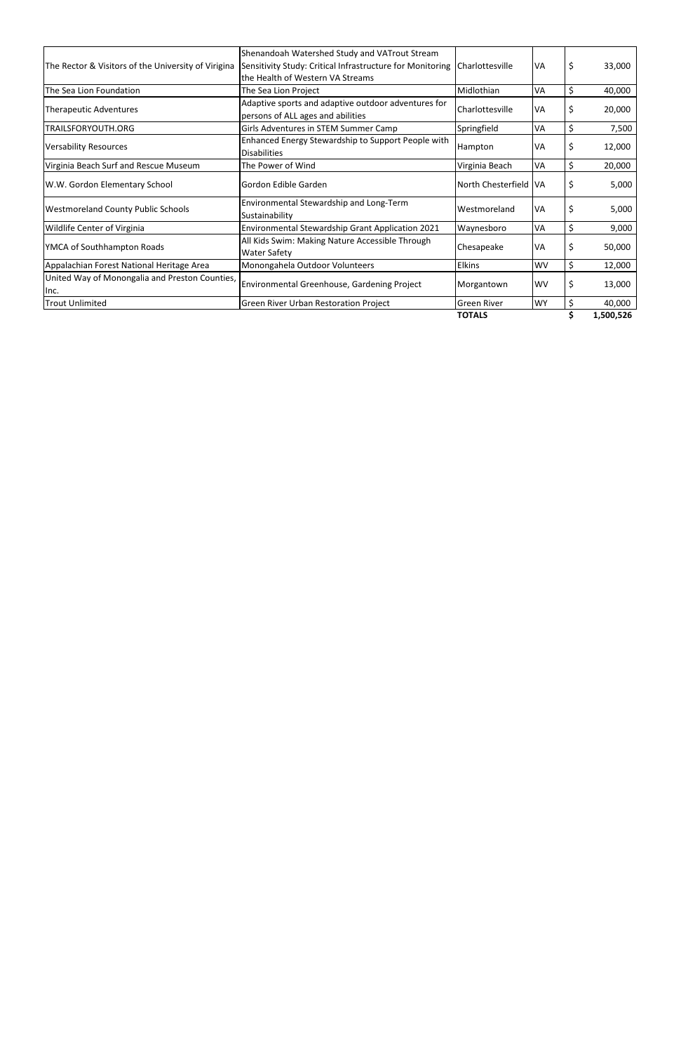| | | | | |
|---|---|---|---|---|
| The Rector & Visitors of the University of Virigina | Shenandoah Watershed Study and VATrout Stream Sensitivity Study: Critical Infrastructure for Monitoring the Health of Western VA Streams | Charlottesville | VA | $ 33,000 |
| The Sea Lion Foundation | The Sea Lion Project | Midlothian | VA | $ 40,000 |
| Therapeutic Adventures | Adaptive sports and adaptive outdoor adventures for persons of ALL ages and abilities | Charlottesville | VA | $ 20,000 |
| TRAILSFORYOUTH.ORG | Girls Adventures in STEM Summer Camp | Springfield | VA | $ 7,500 |
| Versability Resources | Enhanced Energy Stewardship to Support People with Disabilities | Hampton | VA | $ 12,000 |
| Virginia Beach Surf and Rescue Museum | The Power of Wind | Virginia Beach | VA | $ 20,000 |
| W.W. Gordon Elementary School | Gordon Edible Garden | North Chesterfield | VA | $ 5,000 |
| Westmoreland County Public Schools | Environmental Stewardship and Long-Term Sustainability | Westmoreland | VA | $ 5,000 |
| Wildlife Center of Virginia | Environmental Stewardship Grant Application 2021 | Waynesboro | VA | $ 9,000 |
| YMCA of Southhampton Roads | All Kids Swim: Making Nature Accessible Through Water Safety | Chesapeake | VA | $ 50,000 |
| Appalachian Forest National Heritage Area | Monongahela Outdoor Volunteers | Elkins | WV | $ 12,000 |
| United Way of Monongalia and Preston Counties, Inc. | Environmental Greenhouse, Gardening Project | Morgantown | WV | $ 13,000 |
| Trout Unlimited | Green River Urban Restoration Project | Green River | WY | $ 40,000 |
| | | **TOTALS** | | **$ 1,500,526** |